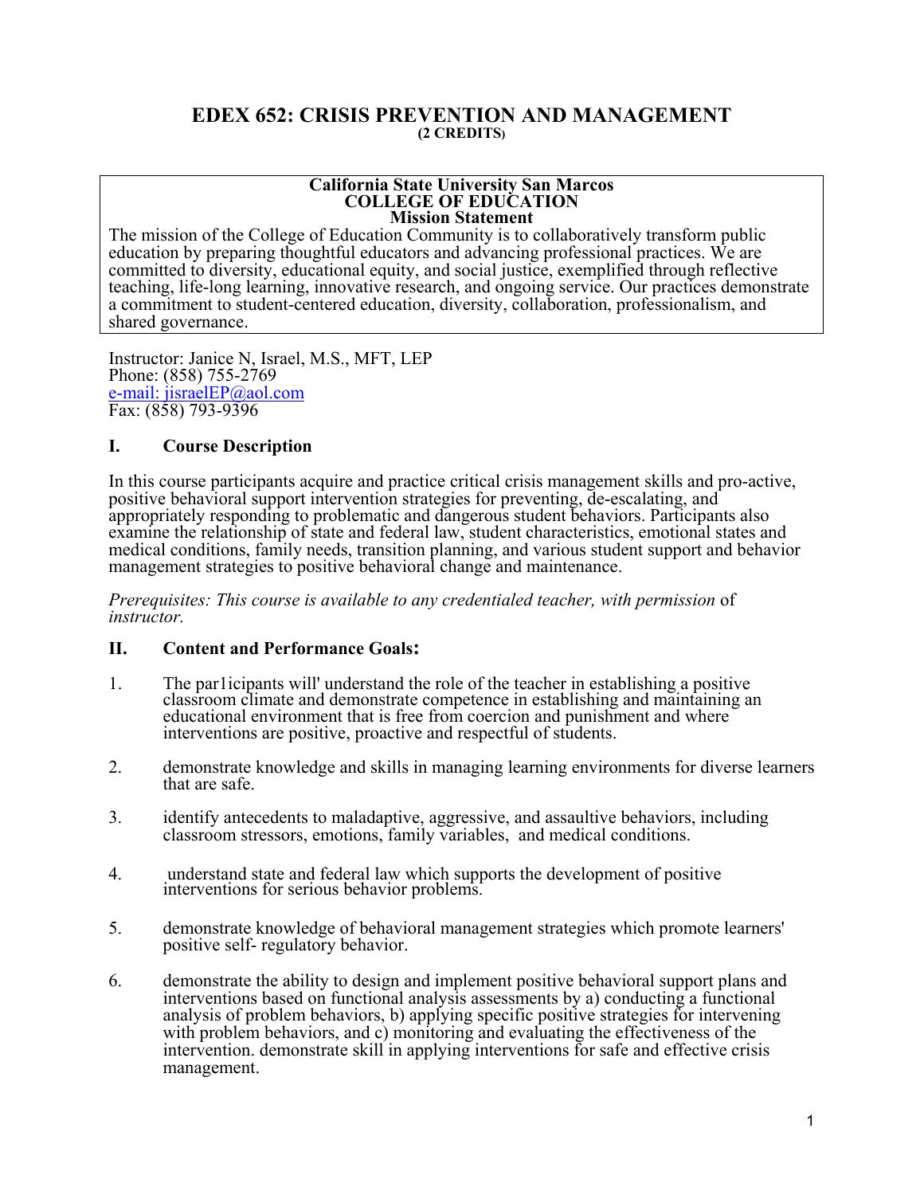# EDEX 652: CRISIS PREVENTION AND MANAGEMENT

**(2 CREDITS)**

**California State University San Marcos**
**COLLEGE OF EDUCATION**
**Mission Statement**

The mission of the College of Education Community is to collaboratively transform public education by preparing thoughtful educators and advancing professional practices. We are committed to diversity, educational equity, and social justice, exemplified through reflective teaching, life-long learning, innovative research, and ongoing service. Our practices demonstrate a commitment to student-centered education, diversity, collaboration, professionalism, and shared governance.

Instructor: Janice N, Israel, M.S., MFT, LEP
Phone: (858) 755-2769
e-mail: jisraelEP@aol.com
Fax: (858) 793-9396

## I. Course Description

In this course participants acquire and practice critical crisis management skills and pro-active, positive behavioral support intervention strategies for preventing, de-escalating, and appropriately responding to problematic and dangerous student behaviors. Participants also examine the relationship of state and federal law, student characteristics, emotional states and medical conditions, family needs, transition planning, and various student support and behavior management strategies to positive behavioral change and maintenance.

*Prerequisites: This course is available to any credentialed teacher, with permission* of *instructor.*

## II. Content and Performance Goals:

1. The par1icipants will' understand the role of the teacher in establishing a positive classroom climate and demonstrate competence in establishing and maintaining an educational environment that is free from coercion and punishment and where interventions are positive, proactive and respectful of students.

2. demonstrate knowledge and skills in managing learning environments for diverse learners that are safe.

3. identify antecedents to maladaptive, aggressive, and assaultive behaviors, including classroom stressors, emotions, family variables, and medical conditions.

4. understand state and federal law which supports the development of positive interventions for serious behavior problems.

5. demonstrate knowledge of behavioral management strategies which promote learners' positive self- regulatory behavior.

6. demonstrate the ability to design and implement positive behavioral support plans and interventions based on functional analysis assessments by a) conducting a functional analysis of problem behaviors, b) applying specific positive strategies for intervening with problem behaviors, and c) monitoring and evaluating the effectiveness of the intervention. demonstrate skill in applying interventions for safe and effective crisis management.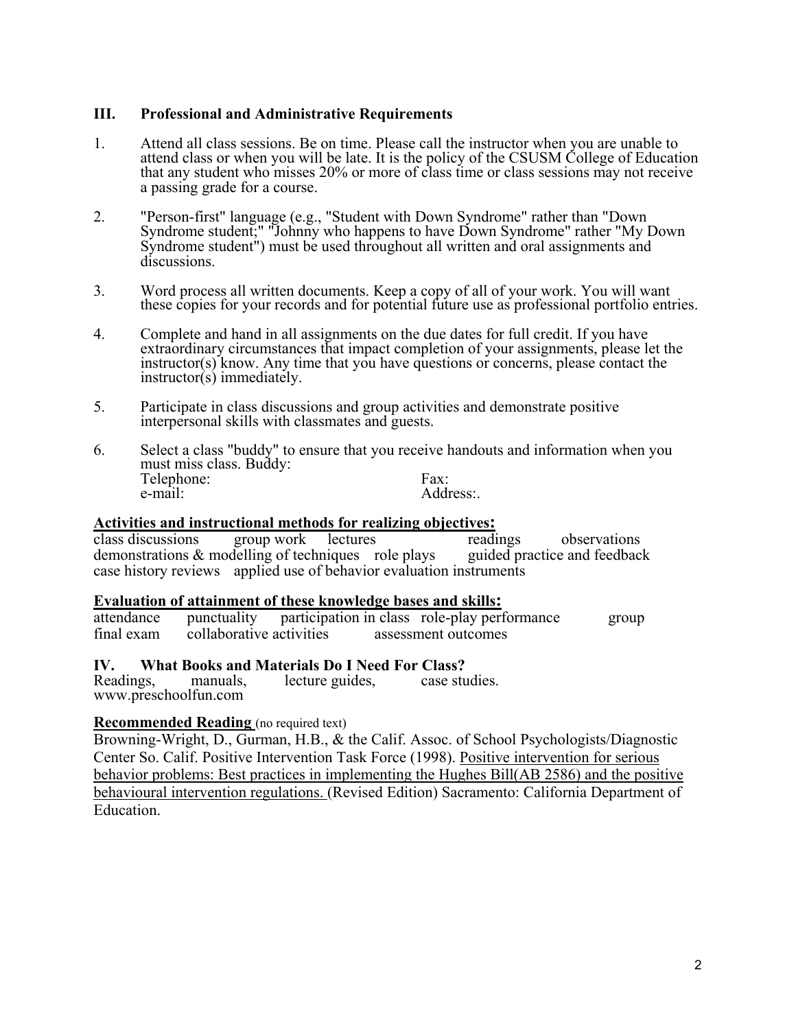## III. Professional and Administrative Requirements

1. Attend all class sessions. Be on time. Please call the instructor when you are unable to attend class or when you will be late. It is the policy of the CSUSM College of Education that any student who misses 20% or more of class time or class sessions may not receive a passing grade for a course.

2. "Person-first" language (e.g., "Student with Down Syndrome" rather than "Down Syndrome student;" "Johnny who happens to have Down Syndrome" rather "My Down Syndrome student") must be used throughout all written and oral assignments and discussions.

3. Word process all written documents. Keep a copy of all of your work. You will want these copies for your records and for potential future use as professional portfolio entries.

4. Complete and hand in all assignments on the due dates for full credit. If you have extraordinary circumstances that impact completion of your assignments, please let the instructor(s) know. Any time that you have questions or concerns, please contact the instructor(s) immediately.

5. Participate in class discussions and group activities and demonstrate positive interpersonal skills with classmates and guests.

6. Select a class "buddy" to ensure that you receive handouts and information when you must miss class. Buddy:
   Telephone: Fax:
   e-mail: Address:.

**Activities and instructional methods for realizing objectives:**

class discussions group work lectures readings observations demonstrations & modelling of techniques role plays guided practice and feedback case history reviews applied use of behavior evaluation instruments

**Evaluation of attainment of these knowledge bases and skills:**

attendance punctuality participation in class role-play performance group final exam collaborative activities assessment outcomes

## IV. What Books and Materials Do I Need For Class?

Readings, manuals, lecture guides, case studies.
www.preschoolfun.com

**Recommended Reading** (no required text)

Browning-Wright, D., Gurman, H.B., & the Calif. Assoc. of School Psychologists/Diagnostic Center So. Calif. Positive Intervention Task Force (1998). Positive intervention for serious behavior problems: Best practices in implementing the Hughes Bill(AB 2586) and the positive behavioural intervention regulations. (Revised Edition) Sacramento: California Department of Education.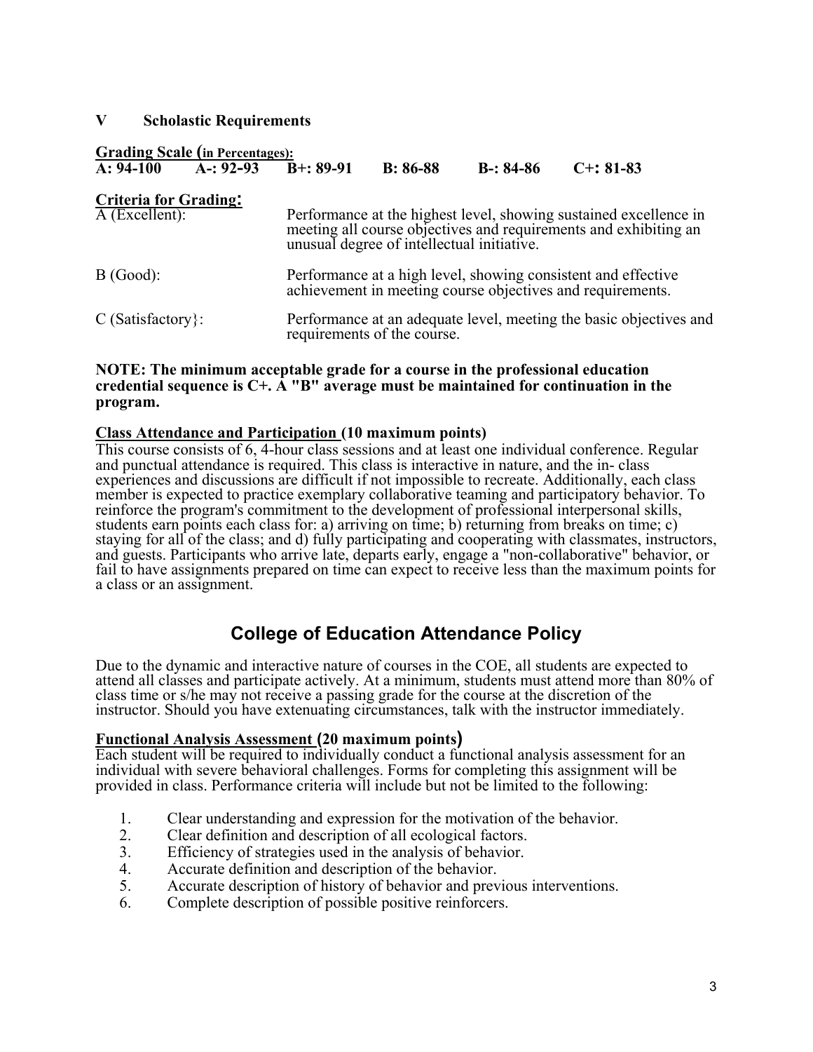## V Scholastic Requirements

**Grading Scale (in Percentages):**

| A: 94-100 | A-: 92-93 | B+: 89-91 | B: 86-88 | B-: 84-86 | C+: 81-83 |
|---|---|---|---|---|---|

**Criteria for Grading:**

| | |
|---|---|
| A (Excellent): | Performance at the highest level, showing sustained excellence in meeting all course objectives and requirements and exhibiting an unusual degree of intellectual initiative. |
| B (Good): | Performance at a high level, showing consistent and effective achievement in meeting course objectives and requirements. |
| C (Satisfactory}: | Performance at an adequate level, meeting the basic objectives and requirements of the course. |

**NOTE: The minimum acceptable grade for a course in the professional education credential sequence is C+. A "B" average must be maintained for continuation in the program.**

**Class Attendance and Participation (10 maximum points)**

This course consists of 6, 4-hour class sessions and at least one individual conference. Regular and punctual attendance is required. This class is interactive in nature, and the in- class experiences and discussions are difficult if not impossible to recreate. Additionally, each class member is expected to practice exemplary collaborative teaming and participatory behavior. To reinforce the program's commitment to the development of professional interpersonal skills, students earn points each class for: a) arriving on time; b) returning from breaks on time; c) staying for all of the class; and d) fully participating and cooperating with classmates, instructors, and guests. Participants who arrive late, departs early, engage a "non-collaborative" behavior, or fail to have assignments prepared on time can expect to receive less than the maximum points for a class or an assignment.

## College of Education Attendance Policy

Due to the dynamic and interactive nature of courses in the COE, all students are expected to attend all classes and participate actively. At a minimum, students must attend more than 80% of class time or s/he may not receive a passing grade for the course at the discretion of the instructor. Should you have extenuating circumstances, talk with the instructor immediately.

**Functional Analysis Assessment (20 maximum points)**

Each student will be required to individually conduct a functional analysis assessment for an individual with severe behavioral challenges. Forms for completing this assignment will be provided in class. Performance criteria will include but not be limited to the following:

1. Clear understanding and expression for the motivation of the behavior.
2. Clear definition and description of all ecological factors.
3. Efficiency of strategies used in the analysis of behavior.
4. Accurate definition and description of the behavior.
5. Accurate description of history of behavior and previous interventions.
6. Complete description of possible positive reinforcers.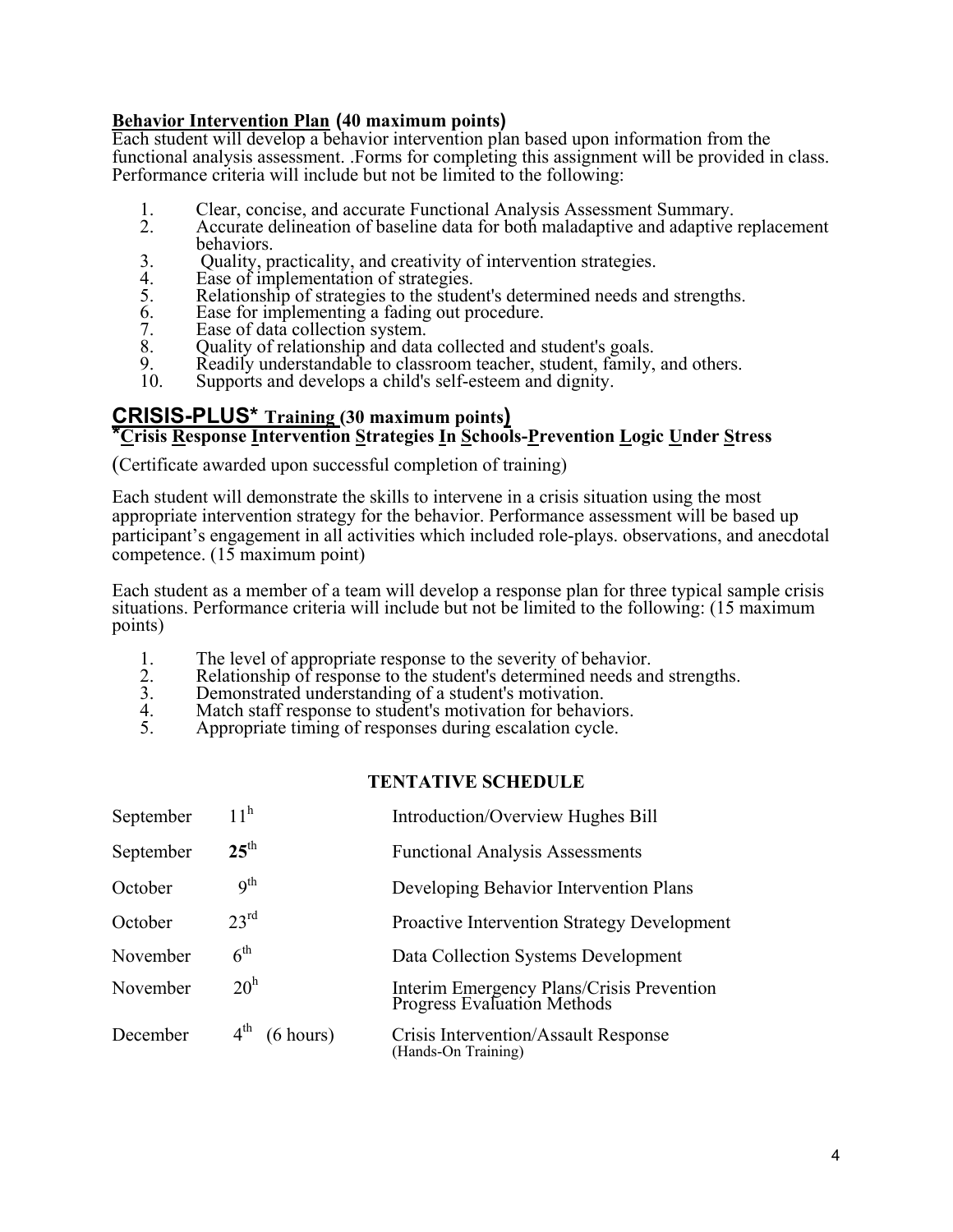**Behavior Intervention Plan (40 maximum points)**
Each student will develop a behavior intervention plan based upon information from the functional analysis assessment. .Forms for completing this assignment will be provided in class. Performance criteria will include but not be limited to the following:

1. Clear, concise, and accurate Functional Analysis Assessment Summary.
2. Accurate delineation of baseline data for both maladaptive and adaptive replacement behaviors.
3. Quality, practicality, and creativity of intervention strategies.
4. Ease of implementation of strategies.
5. Relationship of strategies to the student's determined needs and strengths.
6. Ease for implementing a fading out procedure.
7. Ease of data collection system.
8. Quality of relationship and data collected and student's goals.
9. Readily understandable to classroom teacher, student, family, and others.
10. Supports and develops a child's self-esteem and dignity.

## CRISIS-PLUS* Training (30 maximum points)
**\*Crisis Response Intervention Strategies In Schools-Prevention Logic Under Stress**

(Certificate awarded upon successful completion of training)

Each student will demonstrate the skills to intervene in a crisis situation using the most appropriate intervention strategy for the behavior. Performance assessment will be based up participant's engagement in all activities which included role-plays. observations, and anecdotal competence. (15 maximum point)

Each student as a member of a team will develop a response plan for three typical sample crisis situations. Performance criteria will include but not be limited to the following: (15 maximum points)

1. The level of appropriate response to the severity of behavior.
2. Relationship of response to the student's determined needs and strengths.
3. Demonstrated understanding of a student's motivation.
4. Match staff response to student's motivation for behaviors.
5. Appropriate timing of responses during escalation cycle.

### TENTATIVE SCHEDULE

| | | |
|---|---|---|
| September | 11h | Introduction/Overview Hughes Bill |
| September | **25th** | Functional Analysis Assessments |
| October | 9th | Developing Behavior Intervention Plans |
| October | 23rd | Proactive Intervention Strategy Development |
| November | 6th | Data Collection Systems Development |
| November | 20h | Interim Emergency Plans/Crisis Prevention Progress Evaluation Methods |
| December | 4th (6 hours) | Crisis Intervention/Assault Response (Hands-On Training) |